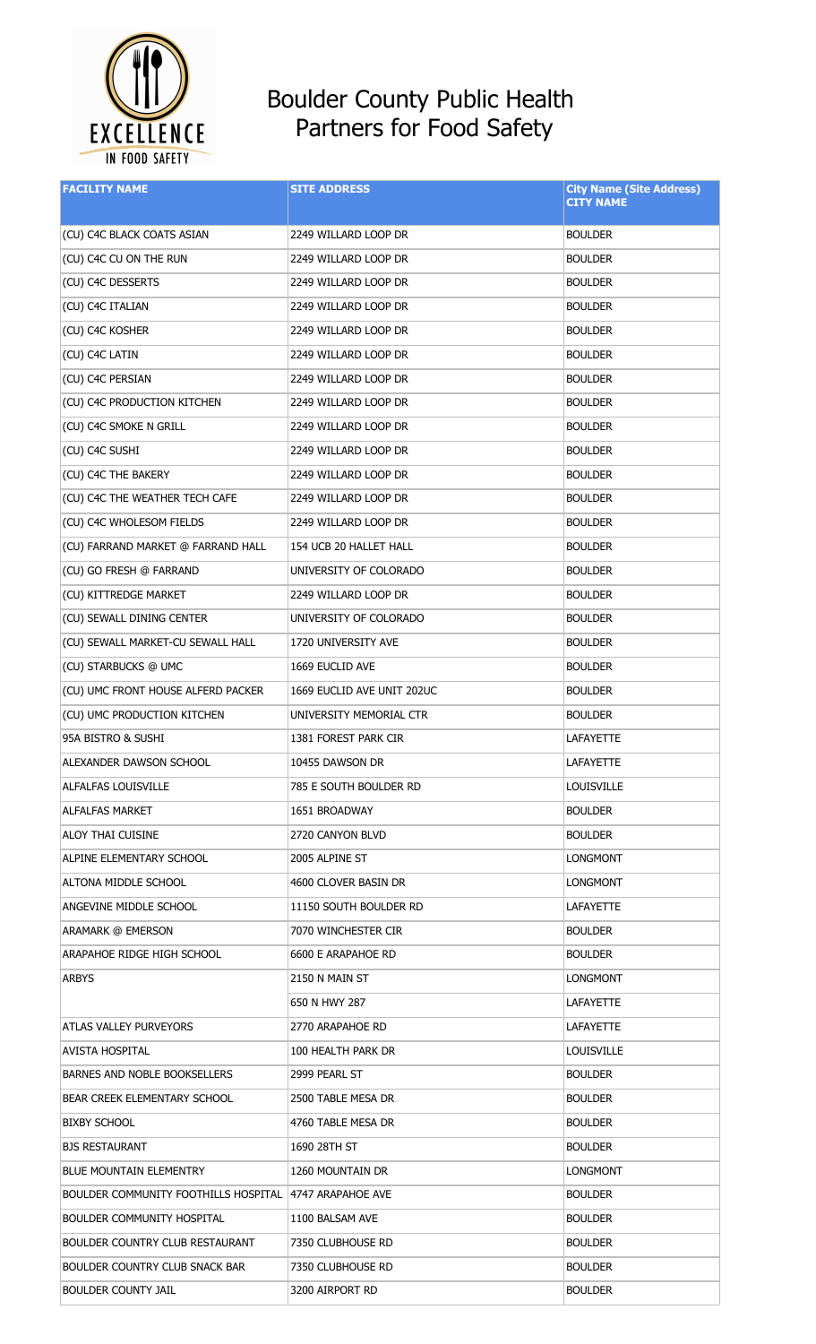# Boulder County Public Health Partners for Food Safety

| FACILITY NAME | SITE ADDRESS | City Name (Site Address) CITY NAME |
|---|---|---|
| (CU) C4C BLACK COATS ASIAN | 2249 WILLARD LOOP DR | BOULDER |
| (CU) C4C CU ON THE RUN | 2249 WILLARD LOOP DR | BOULDER |
| (CU) C4C DESSERTS | 2249 WILLARD LOOP DR | BOULDER |
| (CU) C4C ITALIAN | 2249 WILLARD LOOP DR | BOULDER |
| (CU) C4C KOSHER | 2249 WILLARD LOOP DR | BOULDER |
| (CU) C4C LATIN | 2249 WILLARD LOOP DR | BOULDER |
| (CU) C4C PERSIAN | 2249 WILLARD LOOP DR | BOULDER |
| (CU) C4C PRODUCTION KITCHEN | 2249 WILLARD LOOP DR | BOULDER |
| (CU) C4C SMOKE N GRILL | 2249 WILLARD LOOP DR | BOULDER |
| (CU) C4C SUSHI | 2249 WILLARD LOOP DR | BOULDER |
| (CU) C4C THE BAKERY | 2249 WILLARD LOOP DR | BOULDER |
| (CU) C4C THE WEATHER TECH CAFE | 2249 WILLARD LOOP DR | BOULDER |
| (CU) C4C WHOLESOM FIELDS | 2249 WILLARD LOOP DR | BOULDER |
| (CU) FARRAND MARKET @ FARRAND HALL | 154 UCB 20 HALLET HALL | BOULDER |
| (CU) GO FRESH @ FARRAND | UNIVERSITY OF COLORADO | BOULDER |
| (CU) KITTREDGE MARKET | 2249 WILLARD LOOP DR | BOULDER |
| (CU) SEWALL DINING CENTER | UNIVERSITY OF COLORADO | BOULDER |
| (CU) SEWALL MARKET-CU SEWALL HALL | 1720 UNIVERSITY AVE | BOULDER |
| (CU) STARBUCKS @ UMC | 1669 EUCLID AVE | BOULDER |
| (CU) UMC FRONT HOUSE ALFERD PACKER | 1669 EUCLID AVE UNIT 202UC | BOULDER |
| (CU) UMC PRODUCTION KITCHEN | UNIVERSITY MEMORIAL CTR | BOULDER |
| 95A BISTRO & SUSHI | 1381 FOREST PARK CIR | LAFAYETTE |
| ALEXANDER DAWSON SCHOOL | 10455 DAWSON DR | LAFAYETTE |
| ALFALFAS LOUISVILLE | 785 E SOUTH BOULDER RD | LOUISVILLE |
| ALFALFAS MARKET | 1651 BROADWAY | BOULDER |
| ALOY THAI CUISINE | 2720 CANYON BLVD | BOULDER |
| ALPINE ELEMENTARY SCHOOL | 2005 ALPINE ST | LONGMONT |
| ALTONA MIDDLE SCHOOL | 4600 CLOVER BASIN DR | LONGMONT |
| ANGEVINE MIDDLE SCHOOL | 11150 SOUTH BOULDER RD | LAFAYETTE |
| ARAMARK @ EMERSON | 7070 WINCHESTER CIR | BOULDER |
| ARAPAHOE RIDGE HIGH SCHOOL | 6600 E ARAPAHOE RD | BOULDER |
| ARBYS | 2150 N MAIN ST | LONGMONT |
| | 650 N HWY 287 | LAFAYETTE |
| ATLAS VALLEY PURVEYORS | 2770 ARAPAHOE RD | LAFAYETTE |
| AVISTA HOSPITAL | 100 HEALTH PARK DR | LOUISVILLE |
| BARNES AND NOBLE BOOKSELLERS | 2999 PEARL ST | BOULDER |
| BEAR CREEK ELEMENTARY SCHOOL | 2500 TABLE MESA DR | BOULDER |
| BIXBY SCHOOL | 4760 TABLE MESA DR | BOULDER |
| BJS RESTAURANT | 1690 28TH ST | BOULDER |
| BLUE MOUNTAIN ELEMENTRY | 1260 MOUNTAIN DR | LONGMONT |
| BOULDER COMMUNITY FOOTHILLS HOSPITAL | 4747 ARAPAHOE AVE | BOULDER |
| BOULDER COMMUNITY HOSPITAL | 1100 BALSAM AVE | BOULDER |
| BOULDER COUNTRY CLUB RESTAURANT | 7350 CLUBHOUSE RD | BOULDER |
| BOULDER COUNTRY CLUB SNACK BAR | 7350 CLUBHOUSE RD | BOULDER |
| BOULDER COUNTY JAIL | 3200 AIRPORT RD | BOULDER |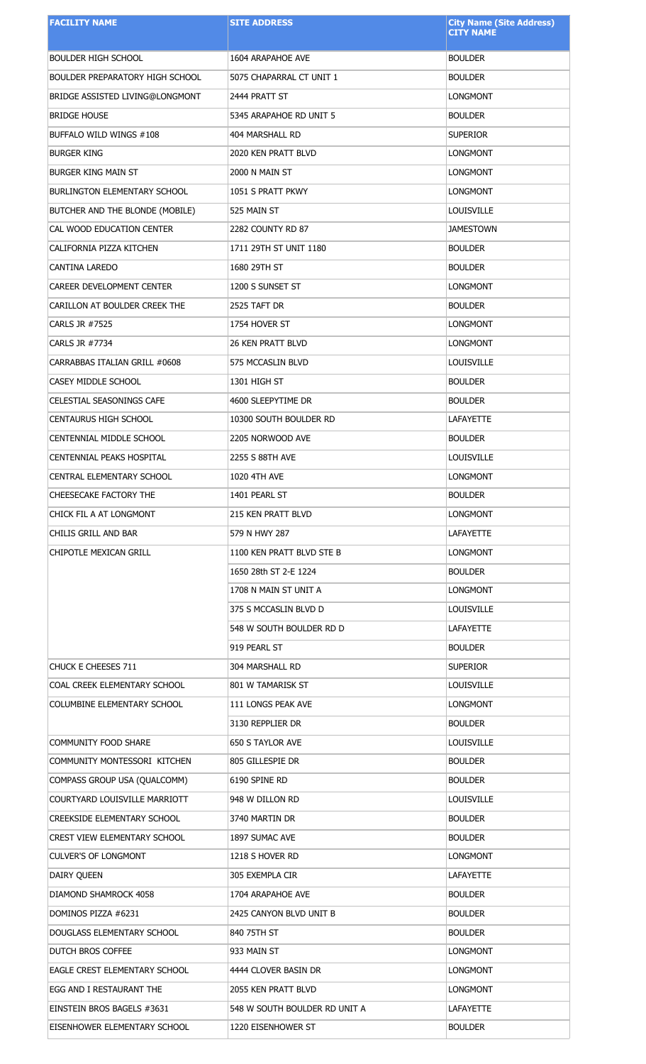| FACILITY NAME | SITE ADDRESS | City Name (Site Address) CITY NAME |
| --- | --- | --- |
| BOULDER HIGH SCHOOL | 1604 ARAPAHOE AVE | BOULDER |
| BOULDER PREPARATORY HIGH SCHOOL | 5075 CHAPARRAL CT UNIT 1 | BOULDER |
| BRIDGE ASSISTED LIVING@LONGMONT | 2444 PRATT ST | LONGMONT |
| BRIDGE HOUSE | 5345 ARAPAHOE RD UNIT 5 | BOULDER |
| BUFFALO WILD WINGS #108 | 404 MARSHALL RD | SUPERIOR |
| BURGER KING | 2020 KEN PRATT BLVD | LONGMONT |
| BURGER KING MAIN ST | 2000 N MAIN ST | LONGMONT |
| BURLINGTON ELEMENTARY SCHOOL | 1051 S PRATT PKWY | LONGMONT |
| BUTCHER AND THE BLONDE (MOBILE) | 525 MAIN ST | LOUISVILLE |
| CAL WOOD EDUCATION CENTER | 2282 COUNTY RD 87 | JAMESTOWN |
| CALIFORNIA PIZZA KITCHEN | 1711 29TH ST UNIT 1180 | BOULDER |
| CANTINA LAREDO | 1680 29TH ST | BOULDER |
| CAREER DEVELOPMENT CENTER | 1200 S SUNSET ST | LONGMONT |
| CARILLON AT BOULDER CREEK THE | 2525 TAFT DR | BOULDER |
| CARLS JR #7525 | 1754 HOVER ST | LONGMONT |
| CARLS JR #7734 | 26 KEN PRATT BLVD | LONGMONT |
| CARRABBAS ITALIAN GRILL #0608 | 575 MCCASLIN BLVD | LOUISVILLE |
| CASEY MIDDLE SCHOOL | 1301 HIGH ST | BOULDER |
| CELESTIAL SEASONINGS CAFE | 4600 SLEEPYTIME DR | BOULDER |
| CENTAURUS HIGH SCHOOL | 10300 SOUTH BOULDER RD | LAFAYETTE |
| CENTENNIAL MIDDLE SCHOOL | 2205 NORWOOD AVE | BOULDER |
| CENTENNIAL PEAKS HOSPITAL | 2255 S 88TH AVE | LOUISVILLE |
| CENTRAL ELEMENTARY SCHOOL | 1020 4TH AVE | LONGMONT |
| CHEESECAKE FACTORY THE | 1401 PEARL ST | BOULDER |
| CHICK FIL A AT LONGMONT | 215 KEN PRATT BLVD | LONGMONT |
| CHILIS GRILL AND BAR | 579 N HWY 287 | LAFAYETTE |
| CHIPOTLE MEXICAN GRILL | 1100 KEN PRATT BLVD STE B | LONGMONT |
| | 1650 28th ST 2-E 1224 | BOULDER |
| | 1708 N MAIN ST UNIT A | LONGMONT |
| | 375 S MCCASLIN BLVD D | LOUISVILLE |
| | 548 W SOUTH BOULDER RD D | LAFAYETTE |
| | 919 PEARL ST | BOULDER |
| CHUCK E CHEESES 711 | 304 MARSHALL RD | SUPERIOR |
| COAL CREEK ELEMENTARY SCHOOL | 801 W TAMARISK ST | LOUISVILLE |
| COLUMBINE ELEMENTARY SCHOOL | 111 LONGS PEAK AVE | LONGMONT |
| | 3130 REPPLIER DR | BOULDER |
| COMMUNITY FOOD SHARE | 650 S TAYLOR AVE | LOUISVILLE |
| COMMUNITY MONTESSORI KITCHEN | 805 GILLESPIE DR | BOULDER |
| COMPASS GROUP USA (QUALCOMM) | 6190 SPINE RD | BOULDER |
| COURTYARD LOUISVILLE MARRIOTT | 948 W DILLON RD | LOUISVILLE |
| CREEKSIDE ELEMENTARY SCHOOL | 3740 MARTIN DR | BOULDER |
| CREST VIEW ELEMENTARY SCHOOL | 1897 SUMAC AVE | BOULDER |
| CULVER'S OF LONGMONT | 1218 S HOVER RD | LONGMONT |
| DAIRY QUEEN | 305 EXEMPLA CIR | LAFAYETTE |
| DIAMOND SHAMROCK 4058 | 1704 ARAPAHOE AVE | BOULDER |
| DOMINOS PIZZA #6231 | 2425 CANYON BLVD UNIT B | BOULDER |
| DOUGLASS ELEMENTARY SCHOOL | 840 75TH ST | BOULDER |
| DUTCH BROS COFFEE | 933 MAIN ST | LONGMONT |
| EAGLE CREST ELEMENTARY SCHOOL | 4444 CLOVER BASIN DR | LONGMONT |
| EGG AND I RESTAURANT THE | 2055 KEN PRATT BLVD | LONGMONT |
| EINSTEIN BROS BAGELS #3631 | 548 W SOUTH BOULDER RD UNIT A | LAFAYETTE |
| EISENHOWER ELEMENTARY SCHOOL | 1220 EISENHOWER ST | BOULDER |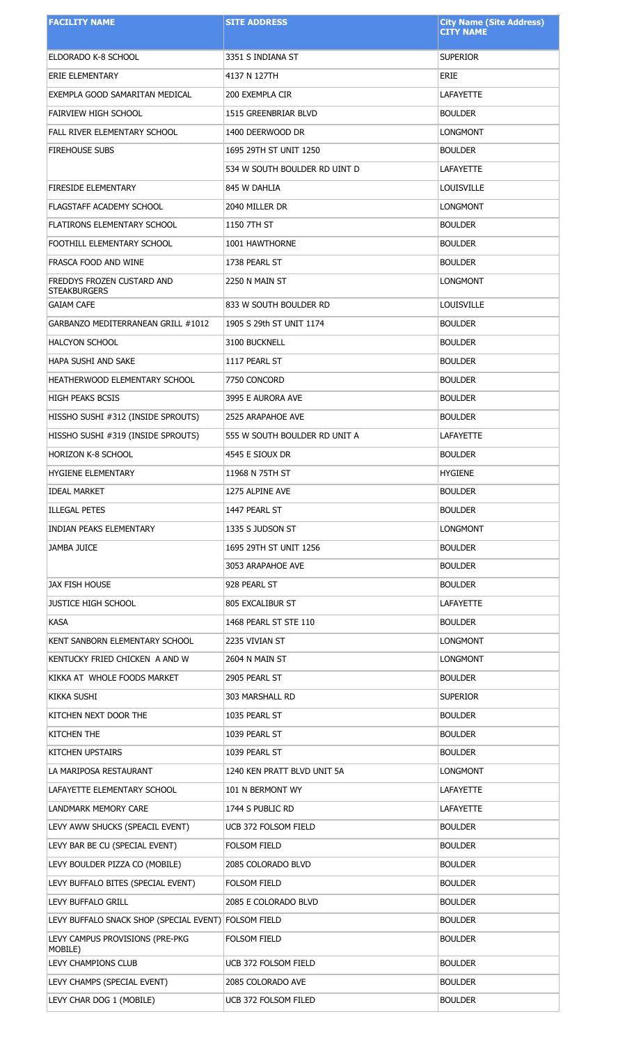| FACILITY NAME | SITE ADDRESS | City Name (Site Address) CITY NAME |
|---|---|---|
| ELDORADO K-8 SCHOOL | 3351 S INDIANA ST | SUPERIOR |
| ERIE ELEMENTARY | 4137 N 127TH | ERIE |
| EXEMPLA GOOD SAMARITAN MEDICAL | 200 EXEMPLA CIR | LAFAYETTE |
| FAIRVIEW HIGH SCHOOL | 1515 GREENBRIAR BLVD | BOULDER |
| FALL RIVER ELEMENTARY SCHOOL | 1400 DEERWOOD DR | LONGMONT |
| FIREHOUSE SUBS | 1695 29TH ST UNIT 1250 | BOULDER |
| | 534 W SOUTH BOULDER RD UINT D | LAFAYETTE |
| FIRESIDE ELEMENTARY | 845 W DAHLIA | LOUISVILLE |
| FLAGSTAFF ACADEMY SCHOOL | 2040 MILLER DR | LONGMONT |
| FLATIRONS ELEMENTARY SCHOOL | 1150 7TH ST | BOULDER |
| FOOTHILL ELEMENTARY SCHOOL | 1001 HAWTHORNE | BOULDER |
| FRASCA FOOD AND WINE | 1738 PEARL ST | BOULDER |
| FREDDYS FROZEN CUSTARD AND STEAKBURGERS | 2250 N MAIN ST | LONGMONT |
| GAIAM CAFE | 833 W SOUTH BOULDER RD | LOUISVILLE |
| GARBANZO MEDITERRANEAN GRILL #1012 | 1905 S 29th ST UNIT 1174 | BOULDER |
| HALCYON SCHOOL | 3100 BUCKNELL | BOULDER |
| HAPA SUSHI AND SAKE | 1117 PEARL ST | BOULDER |
| HEATHERWOOD ELEMENTARY SCHOOL | 7750 CONCORD | BOULDER |
| HIGH PEAKS BCSIS | 3995 E AURORA AVE | BOULDER |
| HISSHO SUSHI #312 (INSIDE SPROUTS) | 2525 ARAPAHOE AVE | BOULDER |
| HISSHO SUSHI #319 (INSIDE SPROUTS) | 555 W SOUTH BOULDER RD UNIT A | LAFAYETTE |
| HORIZON K-8 SCHOOL | 4545 E SIOUX DR | BOULDER |
| HYGIENE ELEMENTARY | 11968 N 75TH ST | HYGIENE |
| IDEAL MARKET | 1275 ALPINE AVE | BOULDER |
| ILLEGAL PETES | 1447 PEARL ST | BOULDER |
| INDIAN PEAKS ELEMENTARY | 1335 S JUDSON ST | LONGMONT |
| JAMBA JUICE | 1695 29TH ST UNIT 1256 | BOULDER |
| | 3053 ARAPAHOE AVE | BOULDER |
| JAX FISH HOUSE | 928 PEARL ST | BOULDER |
| JUSTICE HIGH SCHOOL | 805 EXCALIBUR ST | LAFAYETTE |
| KASA | 1468 PEARL ST STE 110 | BOULDER |
| KENT SANBORN ELEMENTARY SCHOOL | 2235 VIVIAN ST | LONGMONT |
| KENTUCKY FRIED CHICKEN A AND W | 2604 N MAIN ST | LONGMONT |
| KIKKA AT WHOLE FOODS MARKET | 2905 PEARL ST | BOULDER |
| KIKKA SUSHI | 303 MARSHALL RD | SUPERIOR |
| KITCHEN NEXT DOOR THE | 1035 PEARL ST | BOULDER |
| KITCHEN THE | 1039 PEARL ST | BOULDER |
| KITCHEN UPSTAIRS | 1039 PEARL ST | BOULDER |
| LA MARIPOSA RESTAURANT | 1240 KEN PRATT BLVD UNIT 5A | LONGMONT |
| LAFAYETTE ELEMENTARY SCHOOL | 101 N BERMONT WY | LAFAYETTE |
| LANDMARK MEMORY CARE | 1744 S PUBLIC RD | LAFAYETTE |
| LEVY AWW SHUCKS (SPEACIL EVENT) | UCB 372 FOLSOM FIELD | BOULDER |
| LEVY BAR BE CU (SPECIAL EVENT) | FOLSOM FIELD | BOULDER |
| LEVY BOULDER PIZZA CO (MOBILE) | 2085 COLORADO BLVD | BOULDER |
| LEVY BUFFALO BITES (SPECIAL EVENT) | FOLSOM FIELD | BOULDER |
| LEVY BUFFALO GRILL | 2085 E COLORADO BLVD | BOULDER |
| LEVY BUFFALO SNACK SHOP (SPECIAL EVENT) | FOLSOM FIELD | BOULDER |
| LEVY CAMPUS PROVISIONS (PRE-PKG MOBILE) | FOLSOM FIELD | BOULDER |
| LEVY CHAMPIONS CLUB | UCB 372 FOLSOM FIELD | BOULDER |
| LEVY CHAMPS (SPECIAL EVENT) | 2085 COLORADO AVE | BOULDER |
| LEVY CHAR DOG 1 (MOBILE) | UCB 372 FOLSOM FILED | BOULDER |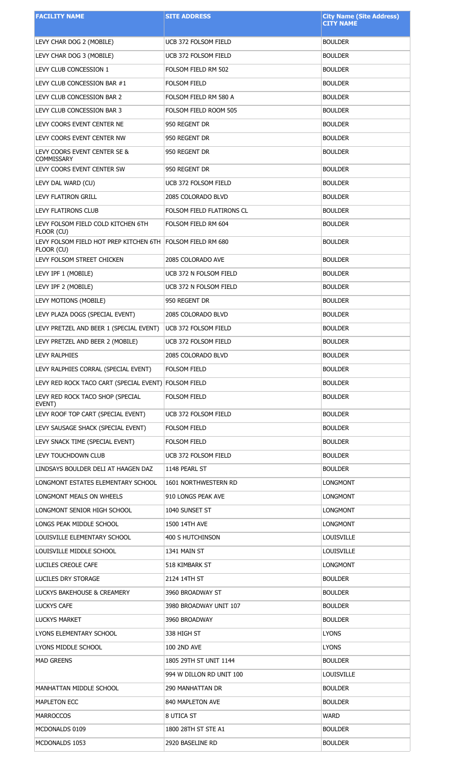| FACILITY NAME | SITE ADDRESS | City Name (Site Address) CITY NAME |
|---|---|---|
| LEVY CHAR DOG 2 (MOBILE) | UCB 372 FOLSOM FIELD | BOULDER |
| LEVY CHAR DOG 3 (MOBILE) | UCB 372 FOLSOM FIELD | BOULDER |
| LEVY CLUB CONCESSION 1 | FOLSOM FIELD RM 502 | BOULDER |
| LEVY CLUB CONCESSION BAR #1 | FOLSOM FIELD | BOULDER |
| LEVY CLUB CONCESSION BAR 2 | FOLSOM FIELD RM 580 A | BOULDER |
| LEVY CLUB CONCESSION BAR 3 | FOLSOM FIELD ROOM 505 | BOULDER |
| LEVY COORS EVENT CENTER NE | 950 REGENT DR | BOULDER |
| LEVY COORS EVENT CENTER NW | 950 REGENT DR | BOULDER |
| LEVY COORS EVENT CENTER SE & COMMISSARY | 950 REGENT DR | BOULDER |
| LEVY COORS EVENT CENTER SW | 950 REGENT DR | BOULDER |
| LEVY DAL WARD (CU) | UCB 372 FOLSOM FIELD | BOULDER |
| LEVY FLATIRON GRILL | 2085 COLORADO BLVD | BOULDER |
| LEVY FLATIRONS CLUB | FOLSOM FIELD FLATIRONS CL | BOULDER |
| LEVY FOLSOM FIELD COLD KITCHEN 6TH FLOOR (CU) | FOLSOM FIELD RM 604 | BOULDER |
| LEVY FOLSOM FIELD HOT PREP KITCHEN 6TH FLOOR (CU) | FOLSOM FIELD RM 680 | BOULDER |
| LEVY FOLSOM STREET CHICKEN | 2085 COLORADO AVE | BOULDER |
| LEVY IPF 1 (MOBILE) | UCB 372 N FOLSOM FIELD | BOULDER |
| LEVY IPF 2 (MOBILE) | UCB 372 N FOLSOM FIELD | BOULDER |
| LEVY MOTIONS (MOBILE) | 950 REGENT DR | BOULDER |
| LEVY PLAZA DOGS (SPECIAL EVENT) | 2085 COLORADO BLVD | BOULDER |
| LEVY PRETZEL AND BEER 1 (SPECIAL EVENT) | UCB 372 FOLSOM FIELD | BOULDER |
| LEVY PRETZEL AND BEER 2 (MOBILE) | UCB 372 FOLSOM FIELD | BOULDER |
| LEVY RALPHIES | 2085 COLORADO BLVD | BOULDER |
| LEVY RALPHIES CORRAL (SPECIAL EVENT) | FOLSOM FIELD | BOULDER |
| LEVY RED ROCK TACO CART (SPECIAL EVENT) | FOLSOM FIELD | BOULDER |
| LEVY RED ROCK TACO SHOP (SPECIAL EVENT) | FOLSOM FIELD | BOULDER |
| LEVY ROOF TOP CART (SPECIAL EVENT) | UCB 372 FOLSOM FIELD | BOULDER |
| LEVY SAUSAGE SHACK (SPECIAL EVENT) | FOLSOM FIELD | BOULDER |
| LEVY SNACK TIME (SPECIAL EVENT) | FOLSOM FIELD | BOULDER |
| LEVY TOUCHDOWN CLUB | UCB 372 FOLSOM FIELD | BOULDER |
| LINDSAYS BOULDER DELI AT HAAGEN DAZ | 1148 PEARL ST | BOULDER |
| LONGMONT ESTATES ELEMENTARY SCHOOL | 1601 NORTHWESTERN RD | LONGMONT |
| LONGMONT MEALS ON WHEELS | 910 LONGS PEAK AVE | LONGMONT |
| LONGMONT SENIOR HIGH SCHOOL | 1040 SUNSET ST | LONGMONT |
| LONGS PEAK MIDDLE SCHOOL | 1500 14TH AVE | LONGMONT |
| LOUISVILLE ELEMENTARY SCHOOL | 400 S HUTCHINSON | LOUISVILLE |
| LOUISVILLE MIDDLE SCHOOL | 1341 MAIN ST | LOUISVILLE |
| LUCILES CREOLE CAFE | 518 KIMBARK ST | LONGMONT |
| LUCILES DRY STORAGE | 2124 14TH ST | BOULDER |
| LUCKYS BAKEHOUSE & CREAMERY | 3960 BROADWAY ST | BOULDER |
| LUCKYS CAFE | 3980 BROADWAY UNIT 107 | BOULDER |
| LUCKYS MARKET | 3960 BROADWAY | BOULDER |
| LYONS ELEMENTARY SCHOOL | 338 HIGH ST | LYONS |
| LYONS MIDDLE SCHOOL | 100 2ND AVE | LYONS |
| MAD GREENS | 1805 29TH ST UNIT 1144 | BOULDER |
| | 994 W DILLON RD UNIT 100 | LOUISVILLE |
| MANHATTAN MIDDLE SCHOOL | 290 MANHATTAN DR | BOULDER |
| MAPLETON ECC | 840 MAPLETON AVE | BOULDER |
| MARROCCOS | 8 UTICA ST | WARD |
| MCDONALDS 0109 | 1800 28TH ST STE A1 | BOULDER |
| MCDONALDS 1053 | 2920 BASELINE RD | BOULDER |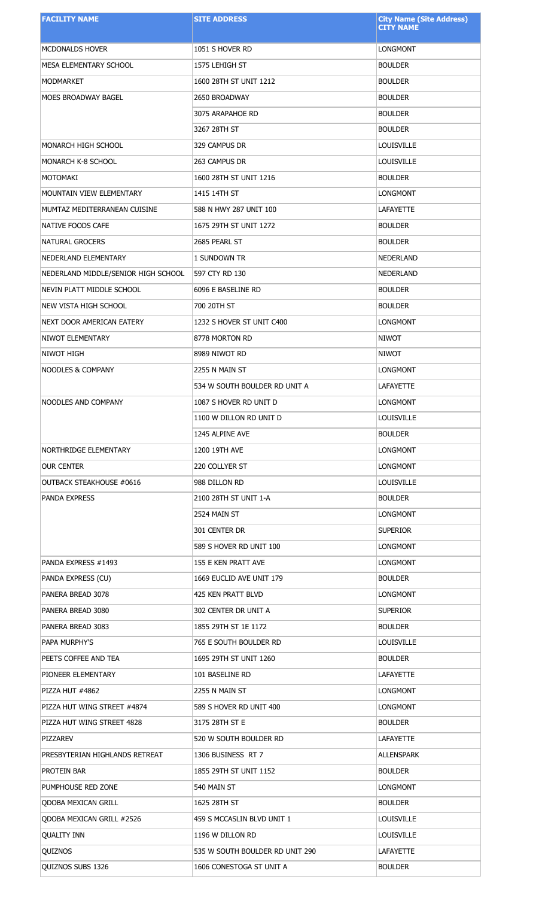| FACILITY NAME | SITE ADDRESS | City Name (Site Address) CITY NAME |
| --- | --- | --- |
| MCDONALDS HOVER | 1051 S HOVER RD | LONGMONT |
| MESA ELEMENTARY SCHOOL | 1575 LEHIGH ST | BOULDER |
| MODMARKET | 1600 28TH ST UNIT 1212 | BOULDER |
| MOES BROADWAY BAGEL | 2650 BROADWAY | BOULDER |
| | 3075 ARAPAHOE RD | BOULDER |
| | 3267 28TH ST | BOULDER |
| MONARCH HIGH SCHOOL | 329 CAMPUS DR | LOUISVILLE |
| MONARCH K-8 SCHOOL | 263 CAMPUS DR | LOUISVILLE |
| MOTOMAKI | 1600 28TH ST UNIT 1216 | BOULDER |
| MOUNTAIN VIEW ELEMENTARY | 1415 14TH ST | LONGMONT |
| MUMTAZ MEDITERRANEAN CUISINE | 588 N HWY 287 UNIT 100 | LAFAYETTE |
| NATIVE FOODS CAFE | 1675 29TH ST UNIT 1272 | BOULDER |
| NATURAL GROCERS | 2685 PEARL ST | BOULDER |
| NEDERLAND ELEMENTARY | 1 SUNDOWN TR | NEDERLAND |
| NEDERLAND MIDDLE/SENIOR HIGH SCHOOL | 597 CTY RD 130 | NEDERLAND |
| NEVIN PLATT MIDDLE SCHOOL | 6096 E BASELINE RD | BOULDER |
| NEW VISTA HIGH SCHOOL | 700 20TH ST | BOULDER |
| NEXT DOOR AMERICAN EATERY | 1232 S HOVER ST UNIT C400 | LONGMONT |
| NIWOT ELEMENTARY | 8778 MORTON RD | NIWOT |
| NIWOT HIGH | 8989 NIWOT RD | NIWOT |
| NOODLES & COMPANY | 2255 N MAIN ST | LONGMONT |
| | 534 W SOUTH BOULDER RD UNIT A | LAFAYETTE |
| NOODLES AND COMPANY | 1087 S HOVER RD UNIT D | LONGMONT |
| | 1100 W DILLON RD UNIT D | LOUISVILLE |
| | 1245 ALPINE AVE | BOULDER |
| NORTHRIDGE ELEMENTARY | 1200 19TH AVE | LONGMONT |
| OUR CENTER | 220 COLLYER ST | LONGMONT |
| OUTBACK STEAKHOUSE #0616 | 988 DILLON RD | LOUISVILLE |
| PANDA EXPRESS | 2100 28TH ST UNIT 1-A | BOULDER |
| | 2524 MAIN ST | LONGMONT |
| | 301 CENTER DR | SUPERIOR |
| | 589 S HOVER RD UNIT 100 | LONGMONT |
| PANDA EXPRESS #1493 | 155 E KEN PRATT AVE | LONGMONT |
| PANDA EXPRESS (CU) | 1669 EUCLID AVE UNIT 179 | BOULDER |
| PANERA BREAD 3078 | 425 KEN PRATT BLVD | LONGMONT |
| PANERA BREAD 3080 | 302 CENTER DR UNIT A | SUPERIOR |
| PANERA BREAD 3083 | 1855 29TH ST 1E 1172 | BOULDER |
| PAPA MURPHY'S | 765 E SOUTH BOULDER RD | LOUISVILLE |
| PEETS COFFEE AND TEA | 1695 29TH ST UNIT 1260 | BOULDER |
| PIONEER ELEMENTARY | 101 BASELINE RD | LAFAYETTE |
| PIZZA HUT #4862 | 2255 N MAIN ST | LONGMONT |
| PIZZA HUT WING STREET #4874 | 589 S HOVER RD UNIT 400 | LONGMONT |
| PIZZA HUT WING STREET 4828 | 3175 28TH ST E | BOULDER |
| PIZZAREV | 520 W SOUTH BOULDER RD | LAFAYETTE |
| PRESBYTERIAN HIGHLANDS RETREAT | 1306 BUSINESS RT 7 | ALLENSPARK |
| PROTEIN BAR | 1855 29TH ST UNIT 1152 | BOULDER |
| PUMPHOUSE RED ZONE | 540 MAIN ST | LONGMONT |
| QDOBA MEXICAN GRILL | 1625 28TH ST | BOULDER |
| QDOBA MEXICAN GRILL #2526 | 459 S MCCASLIN BLVD UNIT 1 | LOUISVILLE |
| QUALITY INN | 1196 W DILLON RD | LOUISVILLE |
| QUIZNOS | 535 W SOUTH BOULDER RD UNIT 290 | LAFAYETTE |
| QUIZNOS SUBS 1326 | 1606 CONESTOGA ST UNIT A | BOULDER |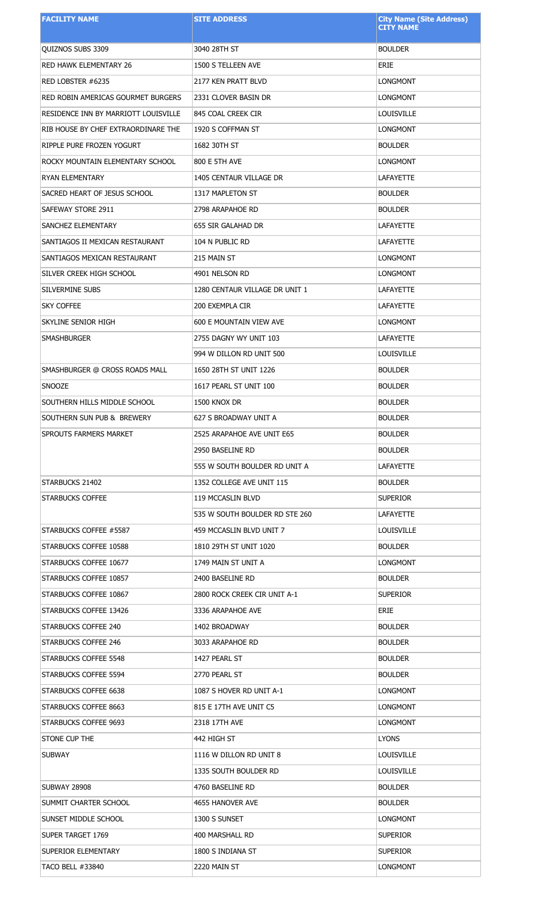| FACILITY NAME | SITE ADDRESS | City Name (Site Address) CITY NAME |
|---|---|---|
| QUIZNOS SUBS 3309 | 3040 28TH ST | BOULDER |
| RED HAWK ELEMENTARY 26 | 1500 S TELLEEN AVE | ERIE |
| RED LOBSTER #6235 | 2177 KEN PRATT BLVD | LONGMONT |
| RED ROBIN AMERICAS GOURMET BURGERS | 2331 CLOVER BASIN DR | LONGMONT |
| RESIDENCE INN BY MARRIOTT LOUISVILLE | 845 COAL CREEK CIR | LOUISVILLE |
| RIB HOUSE BY CHEF EXTRAORDINARE THE | 1920 S COFFMAN ST | LONGMONT |
| RIPPLE PURE FROZEN YOGURT | 1682 30TH ST | BOULDER |
| ROCKY MOUNTAIN ELEMENTARY SCHOOL | 800 E 5TH AVE | LONGMONT |
| RYAN ELEMENTARY | 1405 CENTAUR VILLAGE DR | LAFAYETTE |
| SACRED HEART OF JESUS SCHOOL | 1317 MAPLETON ST | BOULDER |
| SAFEWAY STORE 2911 | 2798 ARAPAHOE RD | BOULDER |
| SANCHEZ ELEMENTARY | 655 SIR GALAHAD DR | LAFAYETTE |
| SANTIAGOS II MEXICAN RESTAURANT | 104 N PUBLIC RD | LAFAYETTE |
| SANTIAGOS MEXICAN RESTAURANT | 215 MAIN ST | LONGMONT |
| SILVER CREEK HIGH SCHOOL | 4901 NELSON RD | LONGMONT |
| SILVERMINE SUBS | 1280 CENTAUR VILLAGE DR UNIT 1 | LAFAYETTE |
| SKY COFFEE | 200 EXEMPLA CIR | LAFAYETTE |
| SKYLINE SENIOR HIGH | 600 E MOUNTAIN VIEW AVE | LONGMONT |
| SMASHBURGER | 2755 DAGNY WY UNIT 103 | LAFAYETTE |
| | 994 W DILLON RD UNIT 500 | LOUISVILLE |
| SMASHBURGER @ CROSS ROADS MALL | 1650 28TH ST UNIT 1226 | BOULDER |
| SNOOZE | 1617 PEARL ST UNIT 100 | BOULDER |
| SOUTHERN HILLS MIDDLE SCHOOL | 1500 KNOX DR | BOULDER |
| SOUTHERN SUN PUB & BREWERY | 627 S BROADWAY UNIT A | BOULDER |
| SPROUTS FARMERS MARKET | 2525 ARAPAHOE AVE UNIT E65 | BOULDER |
| | 2950 BASELINE RD | BOULDER |
| | 555 W SOUTH BOULDER RD UNIT A | LAFAYETTE |
| STARBUCKS 21402 | 1352 COLLEGE AVE UNIT 115 | BOULDER |
| STARBUCKS COFFEE | 119 MCCASLIN BLVD | SUPERIOR |
| | 535 W SOUTH BOULDER RD STE 260 | LAFAYETTE |
| STARBUCKS COFFEE #5587 | 459 MCCASLIN BLVD UNIT 7 | LOUISVILLE |
| STARBUCKS COFFEE 10588 | 1810 29TH ST UNIT 1020 | BOULDER |
| STARBUCKS COFFEE 10677 | 1749 MAIN ST UNIT A | LONGMONT |
| STARBUCKS COFFEE 10857 | 2400 BASELINE RD | BOULDER |
| STARBUCKS COFFEE 10867 | 2800 ROCK CREEK CIR UNIT A-1 | SUPERIOR |
| STARBUCKS COFFEE 13426 | 3336 ARAPAHOE AVE | ERIE |
| STARBUCKS COFFEE 240 | 1402 BROADWAY | BOULDER |
| STARBUCKS COFFEE 246 | 3033 ARAPAHOE RD | BOULDER |
| STARBUCKS COFFEE 5548 | 1427 PEARL ST | BOULDER |
| STARBUCKS COFFEE 5594 | 2770 PEARL ST | BOULDER |
| STARBUCKS COFFEE 6638 | 1087 S HOVER RD UNIT A-1 | LONGMONT |
| STARBUCKS COFFEE 8663 | 815 E 17TH AVE UNIT C5 | LONGMONT |
| STARBUCKS COFFEE 9693 | 2318 17TH AVE | LONGMONT |
| STONE CUP THE | 442 HIGH ST | LYONS |
| SUBWAY | 1116 W DILLON RD UNIT 8 | LOUISVILLE |
| | 1335 SOUTH BOULDER RD | LOUISVILLE |
| SUBWAY 28908 | 4760 BASELINE RD | BOULDER |
| SUMMIT CHARTER SCHOOL | 4655 HANOVER AVE | BOULDER |
| SUNSET MIDDLE SCHOOL | 1300 S SUNSET | LONGMONT |
| SUPER TARGET 1769 | 400 MARSHALL RD | SUPERIOR |
| SUPERIOR ELEMENTARY | 1800 S INDIANA ST | SUPERIOR |
| TACO BELL #33840 | 2220 MAIN ST | LONGMONT |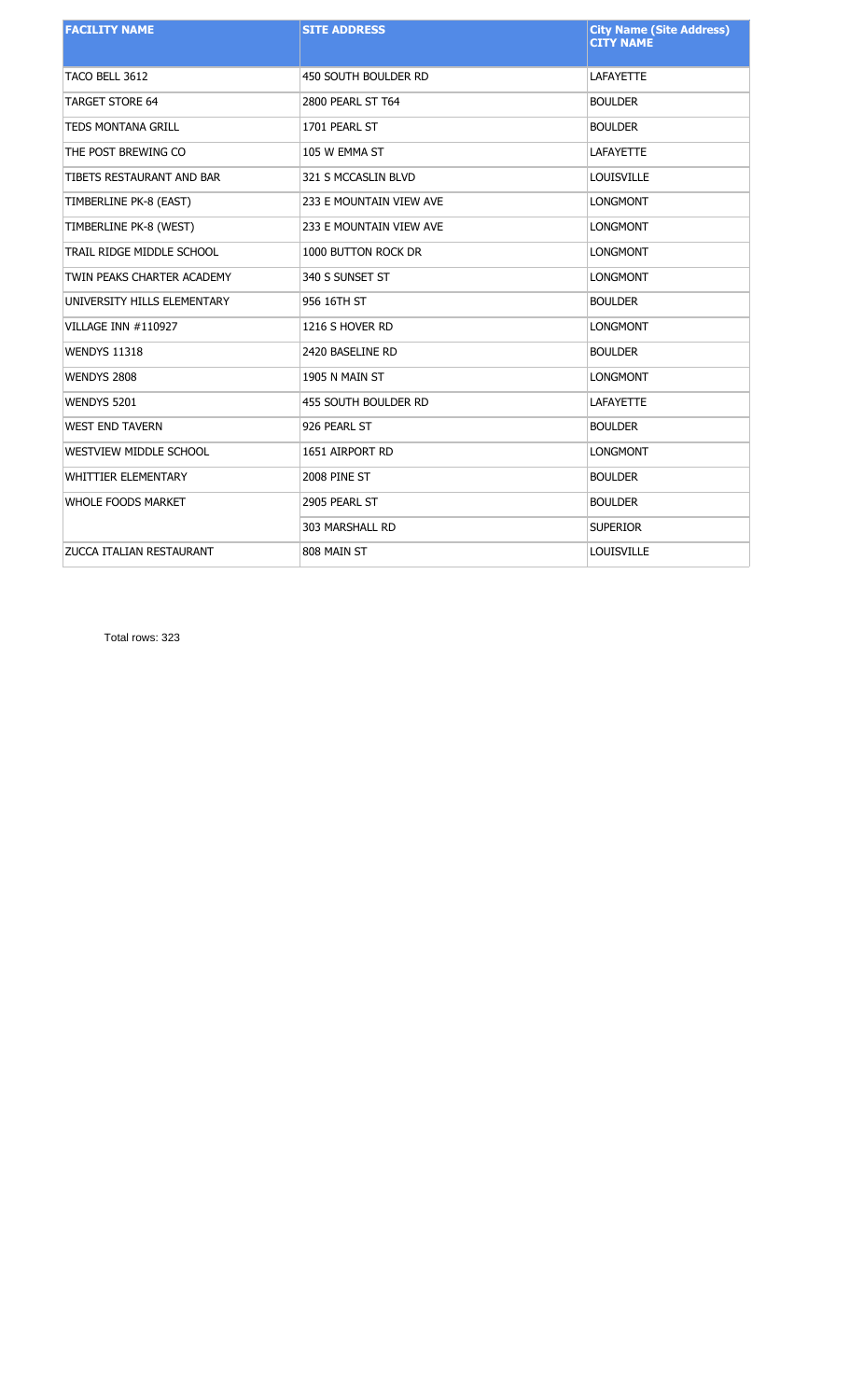| FACILITY NAME | SITE ADDRESS | City Name (Site Address) CITY NAME |
|---|---|---|
| TACO BELL 3612 | 450 SOUTH BOULDER RD | LAFAYETTE |
| TARGET STORE 64 | 2800 PEARL ST T64 | BOULDER |
| TEDS MONTANA GRILL | 1701 PEARL ST | BOULDER |
| THE POST BREWING CO | 105 W EMMA ST | LAFAYETTE |
| TIBETS RESTAURANT AND BAR | 321 S MCCASLIN BLVD | LOUISVILLE |
| TIMBERLINE PK-8 (EAST) | 233 E MOUNTAIN VIEW AVE | LONGMONT |
| TIMBERLINE PK-8 (WEST) | 233 E MOUNTAIN VIEW AVE | LONGMONT |
| TRAIL RIDGE MIDDLE SCHOOL | 1000 BUTTON ROCK DR | LONGMONT |
| TWIN PEAKS CHARTER ACADEMY | 340 S SUNSET ST | LONGMONT |
| UNIVERSITY HILLS ELEMENTARY | 956 16TH ST | BOULDER |
| VILLAGE INN #110927 | 1216 S HOVER RD | LONGMONT |
| WENDYS 11318 | 2420 BASELINE RD | BOULDER |
| WENDYS 2808 | 1905 N MAIN ST | LONGMONT |
| WENDYS 5201 | 455 SOUTH BOULDER RD | LAFAYETTE |
| WEST END TAVERN | 926 PEARL ST | BOULDER |
| WESTVIEW MIDDLE SCHOOL | 1651 AIRPORT RD | LONGMONT |
| WHITTIER ELEMENTARY | 2008 PINE ST | BOULDER |
| WHOLE FOODS MARKET | 2905 PEARL ST | BOULDER |
| | 303 MARSHALL RD | SUPERIOR |
| ZUCCA ITALIAN RESTAURANT | 808 MAIN ST | LOUISVILLE |

Total rows: 323